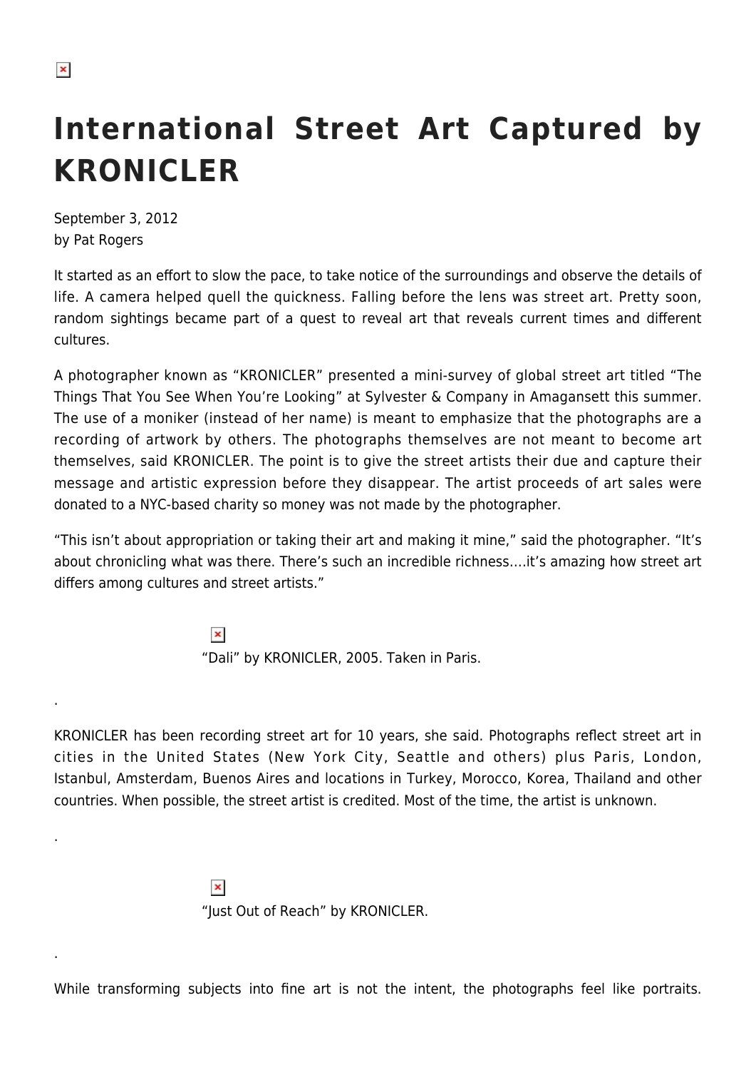# International Street Art Captured by KRONICLER

September 3, 2012
by Pat Rogers

It started as an effort to slow the pace, to take notice of the surroundings and observe the details of life. A camera helped quell the quickness. Falling before the lens was street art. Pretty soon, random sightings became part of a quest to reveal art that reveals current times and different cultures.

A photographer known as "KRONICLER" presented a mini-survey of global street art titled "The Things That You See When You're Looking" at Sylvester & Company in Amagansett this summer. The use of a moniker (instead of her name) is meant to emphasize that the photographs are a recording of artwork by others. The photographs themselves are not meant to become art themselves, said KRONICLER. The point is to give the street artists their due and capture their message and artistic expression before they disappear. The artist proceeds of art sales were donated to a NYC-based charity so money was not made by the photographer.

"This isn't about appropriation or taking their art and making it mine," said the photographer. "It's about chronicling what was there. There's such an incredible richness….it's amazing how street art differs among cultures and street artists."

"Dali" by KRONICLER, 2005. Taken in Paris.

.

KRONICLER has been recording street art for 10 years, she said. Photographs reflect street art in cities in the United States (New York City, Seattle and others) plus Paris, London, Istanbul, Amsterdam, Buenos Aires and locations in Turkey, Morocco, Korea, Thailand and other countries. When possible, the street artist is credited. Most of the time, the artist is unknown.

.

"Just Out of Reach" by KRONICLER.

.

While transforming subjects into fine art is not the intent, the photographs feel like portraits.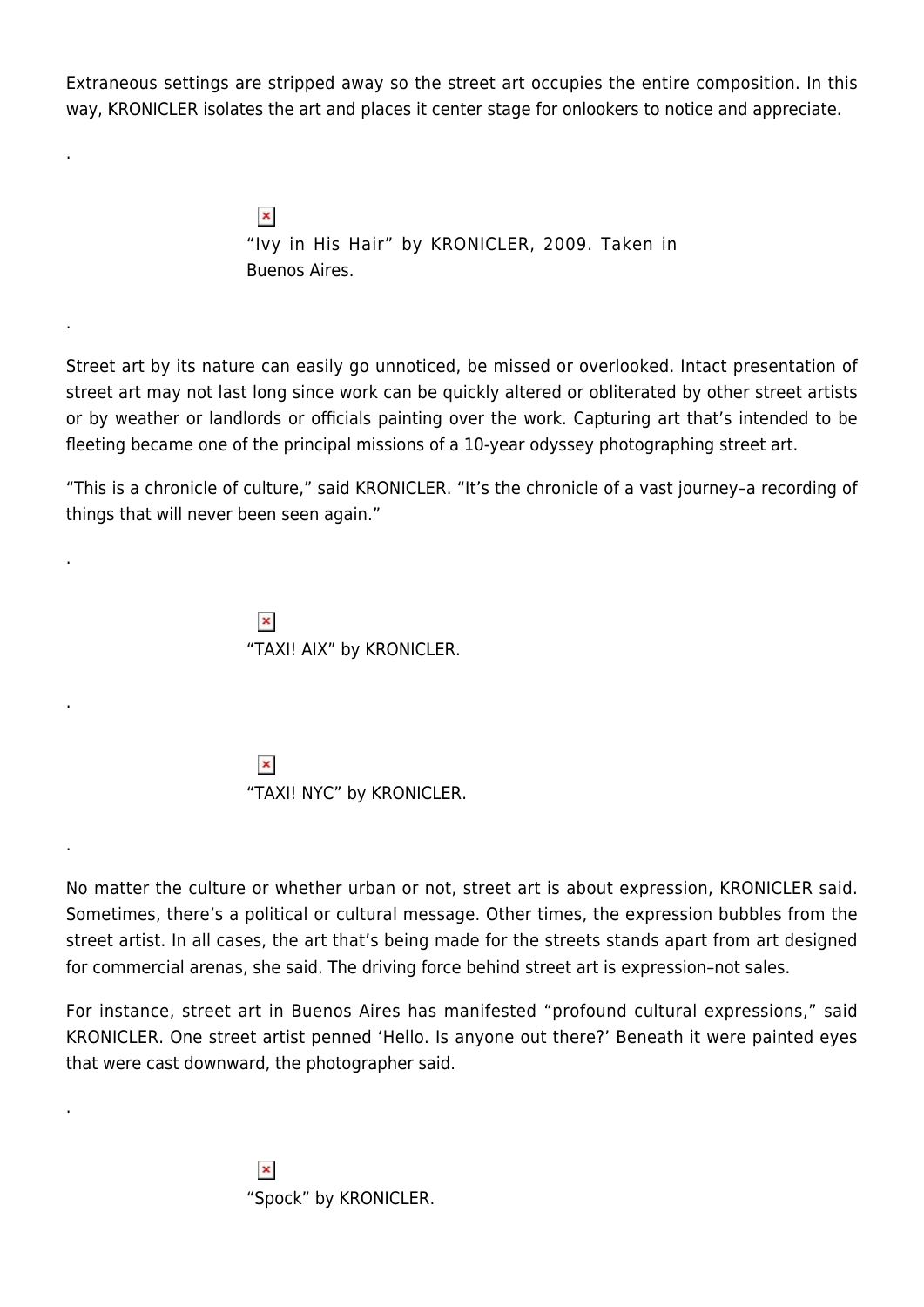Extraneous settings are stripped away so the street art occupies the entire composition. In this way, KRONICLER isolates the art and places it center stage for onlookers to notice and appreciate.

.

"Ivy in His Hair" by KRONICLER, 2009. Taken in Buenos Aires.

.

Street art by its nature can easily go unnoticed, be missed or overlooked. Intact presentation of street art may not last long since work can be quickly altered or obliterated by other street artists or by weather or landlords or officials painting over the work. Capturing art that's intended to be fleeting became one of the principal missions of a 10-year odyssey photographing street art.

"This is a chronicle of culture," said KRONICLER. "It's the chronicle of a vast journey–a recording of things that will never been seen again."

.

"TAXI! AIX" by KRONICLER.

.

"TAXI! NYC" by KRONICLER.

.

No matter the culture or whether urban or not, street art is about expression, KRONICLER said. Sometimes, there's a political or cultural message. Other times, the expression bubbles from the street artist. In all cases, the art that's being made for the streets stands apart from art designed for commercial arenas, she said. The driving force behind street art is expression–not sales.

For instance, street art in Buenos Aires has manifested "profound cultural expressions," said KRONICLER. One street artist penned 'Hello. Is anyone out there?' Beneath it were painted eyes that were cast downward, the photographer said.

.

"Spock" by KRONICLER.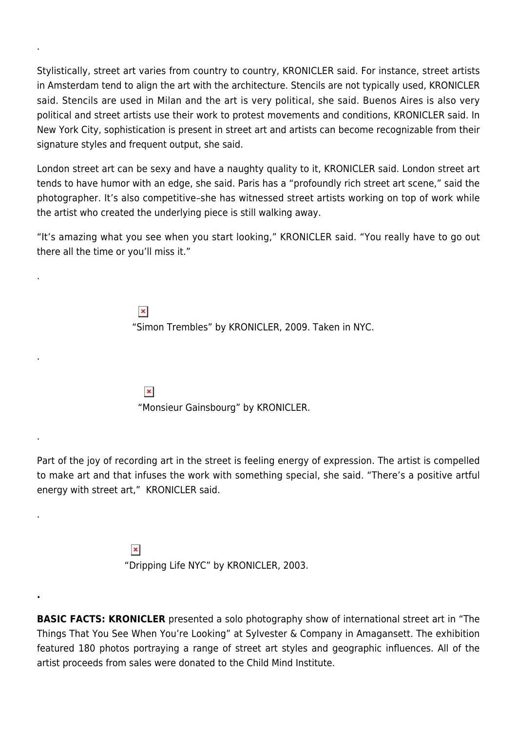.

Stylistically, street art varies from country to country, KRONICLER said. For instance, street artists in Amsterdam tend to align the art with the architecture. Stencils are not typically used, KRONICLER said. Stencils are used in Milan and the art is very political, she said. Buenos Aires is also very political and street artists use their work to protest movements and conditions, KRONICLER said. In New York City, sophistication is present in street art and artists can become recognizable from their signature styles and frequent output, she said.

London street art can be sexy and have a naughty quality to it, KRONICLER said. London street art tends to have humor with an edge, she said. Paris has a "profoundly rich street art scene," said the photographer. It's also competitive–she has witnessed street artists working on top of work while the artist who created the underlying piece is still walking away.

"It's amazing what you see when you start looking," KRONICLER said. "You really have to go out there all the time or you'll miss it."

.

"Simon Trembles" by KRONICLER, 2009. Taken in NYC.

.

"Monsieur Gainsbourg" by KRONICLER.

.

Part of the joy of recording art in the street is feeling energy of expression. The artist is compelled to make art and that infuses the work with something special, she said. "There's a positive artful energy with street art," KRONICLER said.

.

"Dripping Life NYC" by KRONICLER, 2003.

**.**

**BASIC FACTS: KRONICLER** presented a solo photography show of international street art in "The Things That You See When You're Looking" at Sylvester & Company in Amagansett. The exhibition featured 180 photos portraying a range of street art styles and geographic influences. All of the artist proceeds from sales were donated to the Child Mind Institute.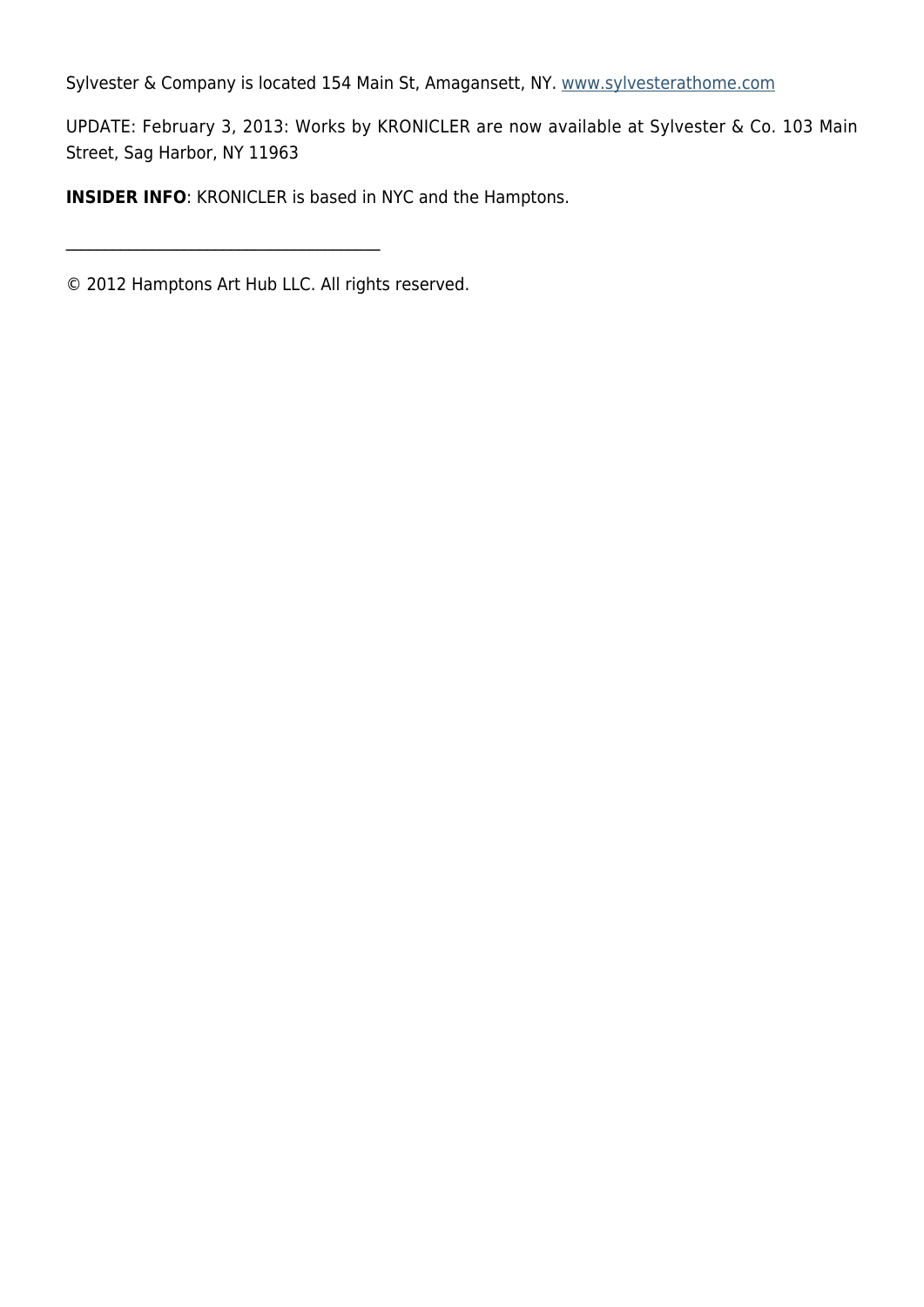Sylvester & Company is located 154 Main St, Amagansett, NY. [www.sylvesterathome.com](http://www.sylvesterathome.com)

UPDATE: February 3, 2013: Works by KRONICLER are now available at Sylvester & Co. 103 Main Street, Sag Harbor, NY 11963

**INSIDER INFO**: KRONICLER is based in NYC and the Hamptons.

\_\_\_\_\_\_\_\_\_\_\_\_\_\_\_\_\_\_\_\_\_\_\_\_\_\_\_\_\_\_\_\_\_\_\_\_\_\_\_\_\_

© 2012 Hamptons Art Hub LLC. All rights reserved.